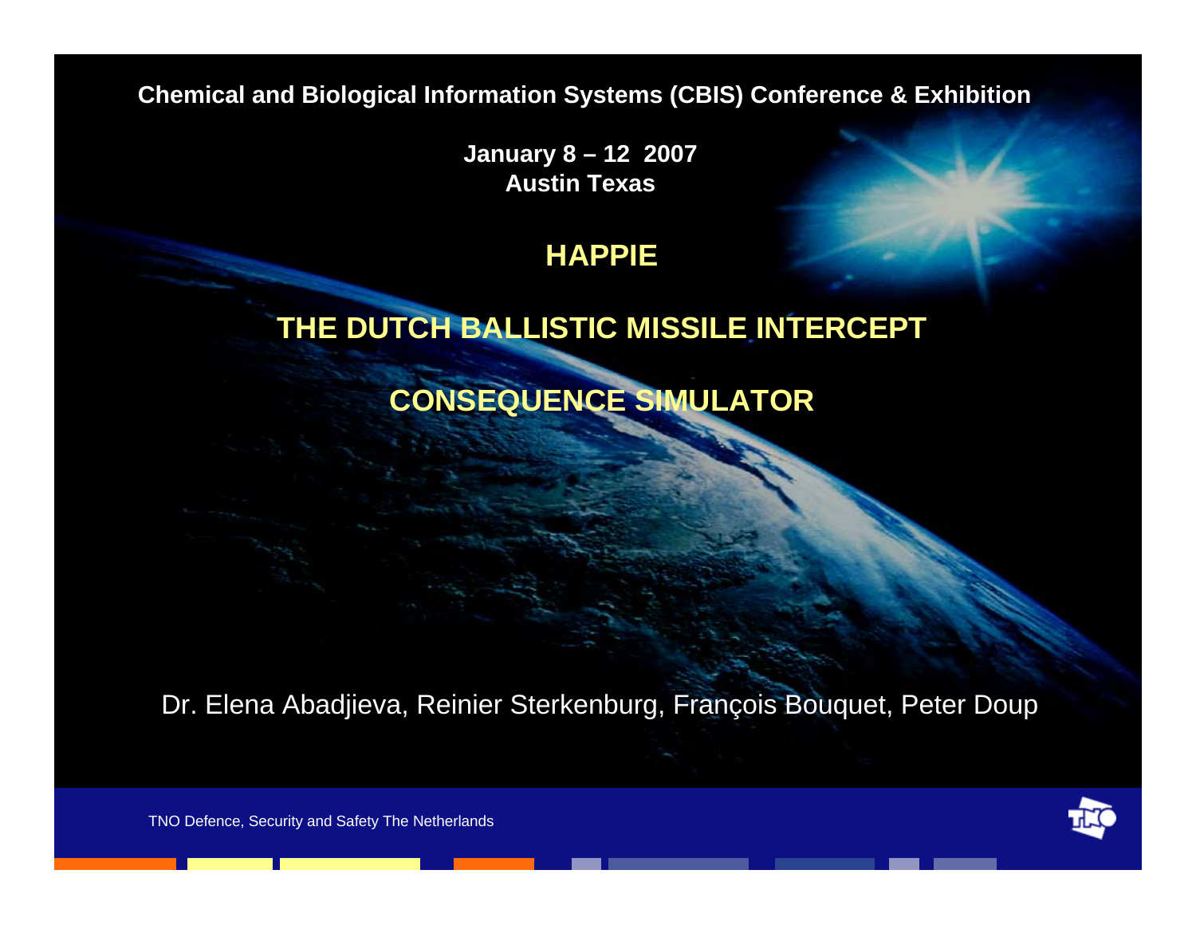Chemical and Biological Information Systems (CBIS) Conference & Exhibition

**January 8 – 12 2007**
**Austin Texas**

# HAPPIE

# THE DUTCH BALLISTIC MISSILE INTERCEPT CONSEQUENCE SIMULATOR

Dr. Elena Abadjieva, Reinier Sterkenburg, François Bouquet, Peter Doup

TNO Defence, Security and Safety The Netherlands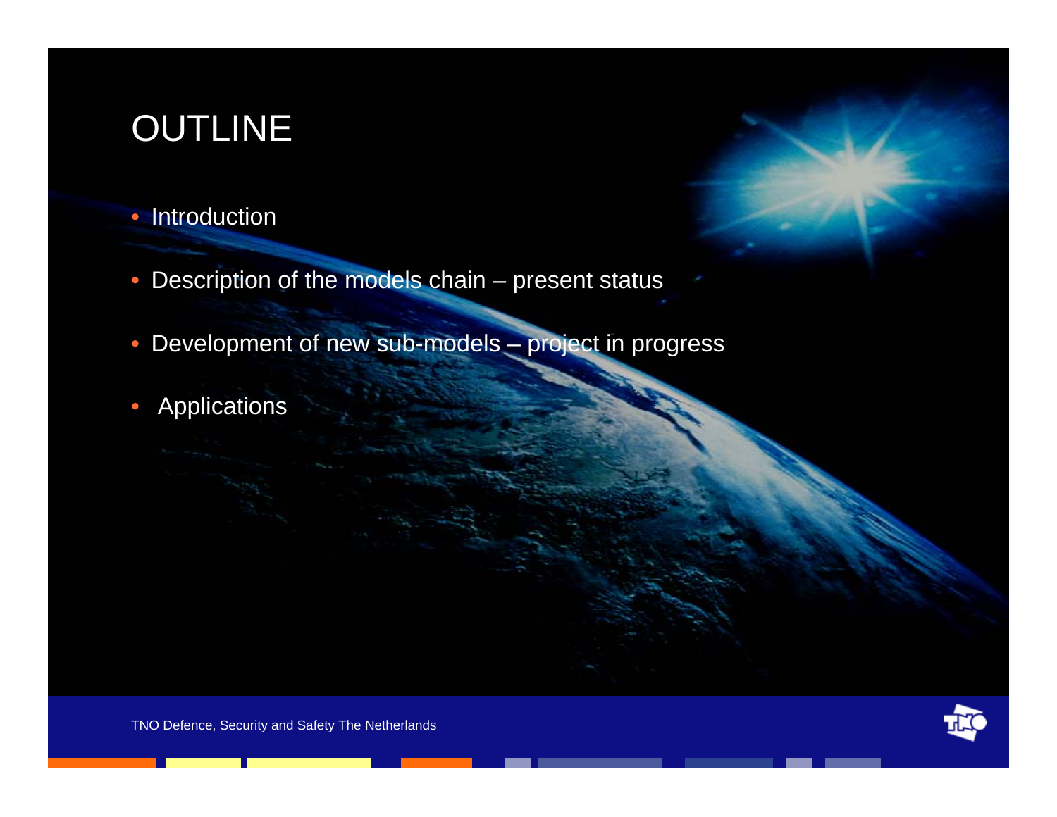# OUTLINE

- Introduction
- Description of the models chain – present status
- Development of new sub-models – project in progress
- Applications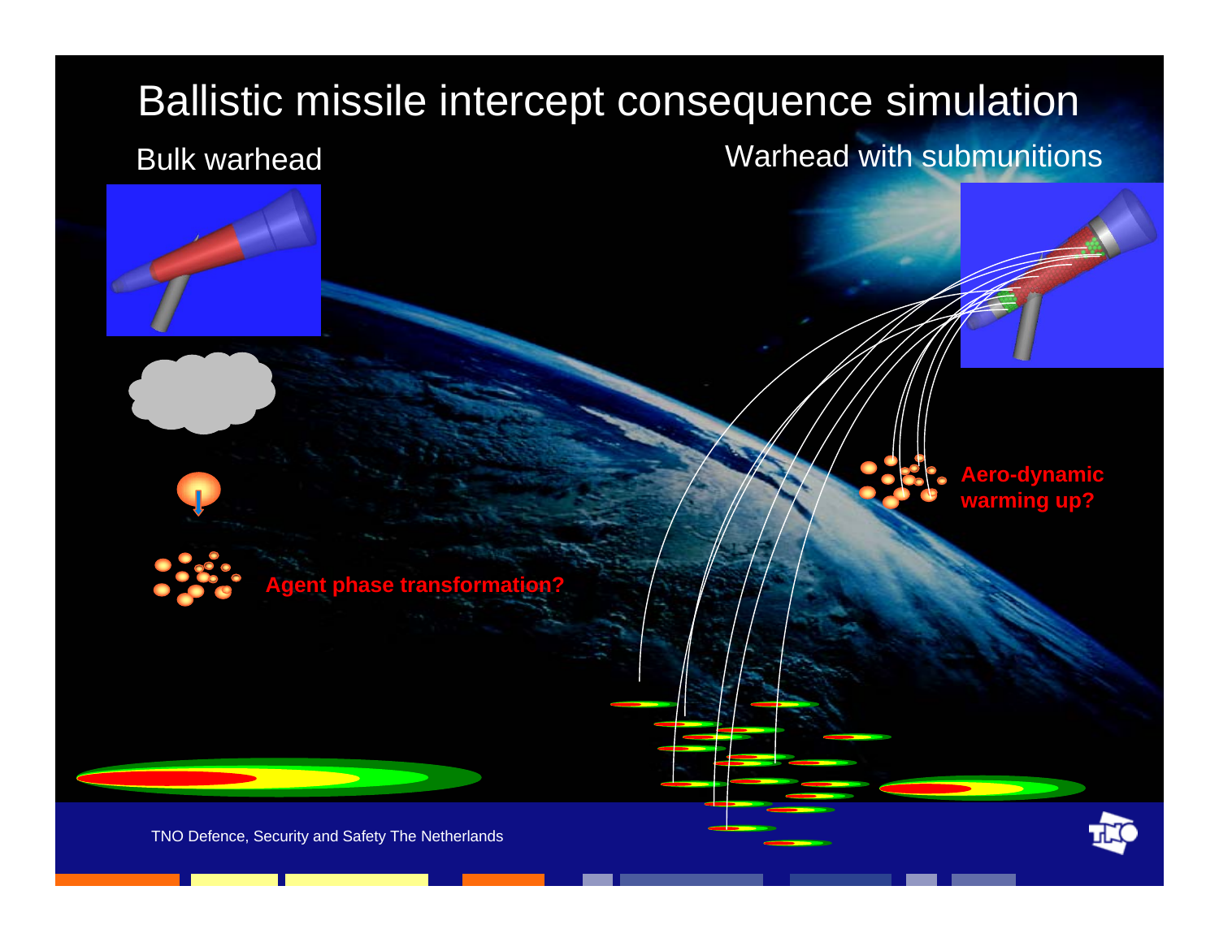# Ballistic missile intercept consequence simulation

Bulk warhead

Warhead with submunitions

**Agent phase transformation?**

**Aero-dynamic warming up?**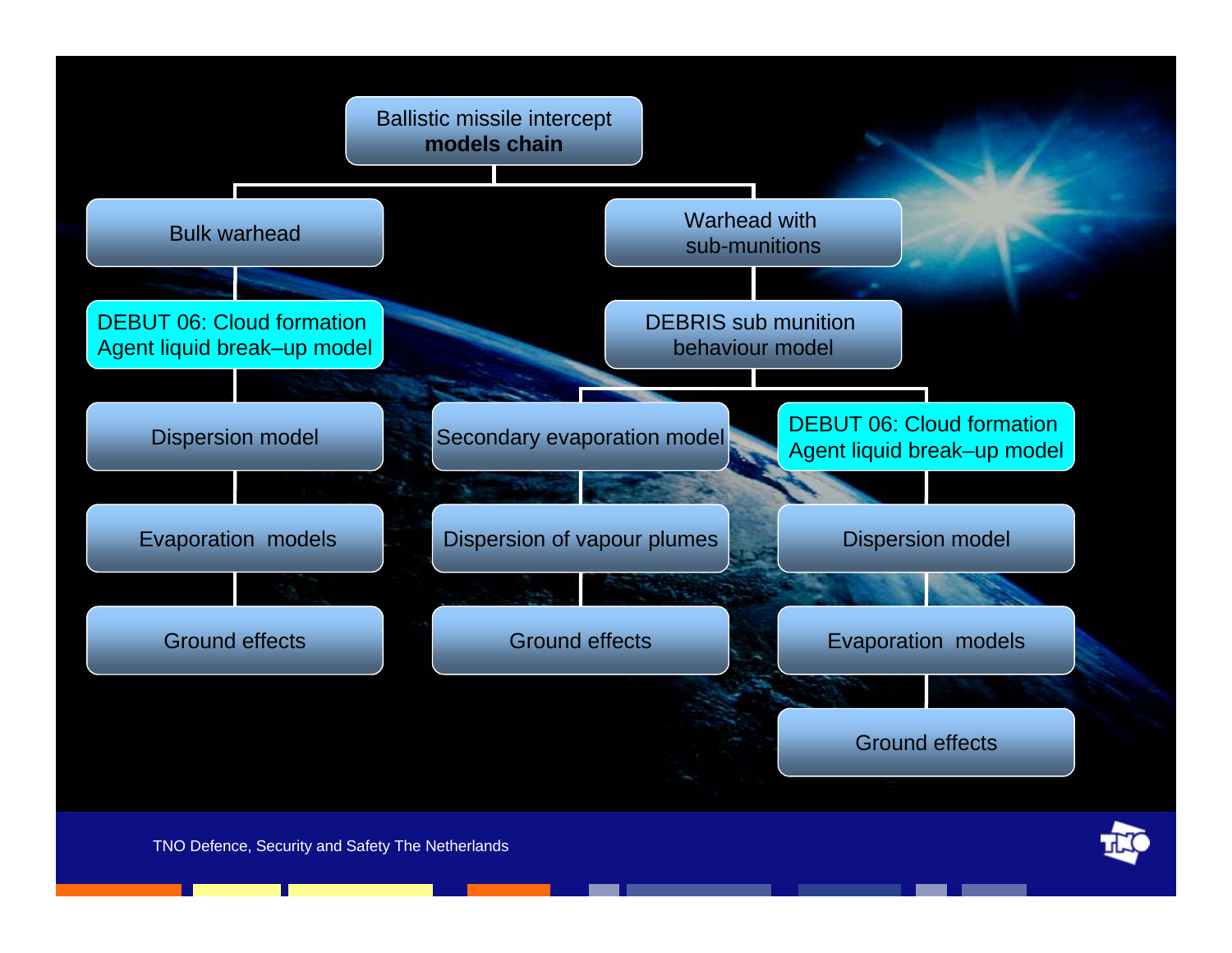# Ballistic missile intercept **models chain**

- Bulk warhead
  - DEBUT 06: Cloud formation Agent liquid break–up model
    - Dispersion model
      - Evaporation models
        - Ground effects
- Warhead with sub-munitions
  - DEBRIS sub munition behaviour model
    - Secondary evaporation model
      - Dispersion of vapour plumes
        - Ground effects
    - DEBUT 06: Cloud formation Agent liquid break–up model
      - Dispersion model
        - Evaporation models
          - Ground effects

TNO Defence, Security and Safety The Netherlands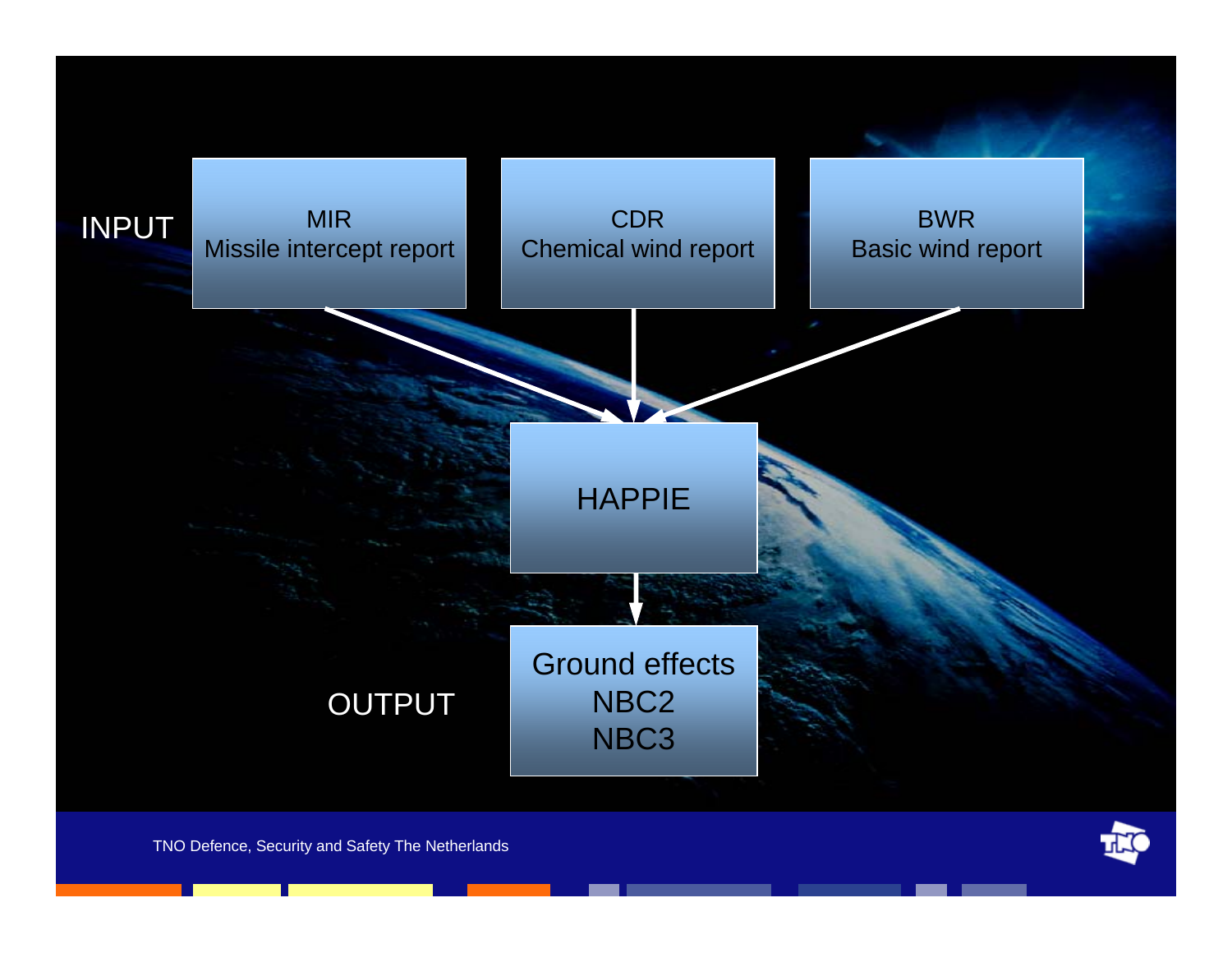INPUT

MIR
Missile intercept report

CDR
Chemical wind report

BWR
Basic wind report

HAPPIE

OUTPUT

Ground effects
NBC2
NBC3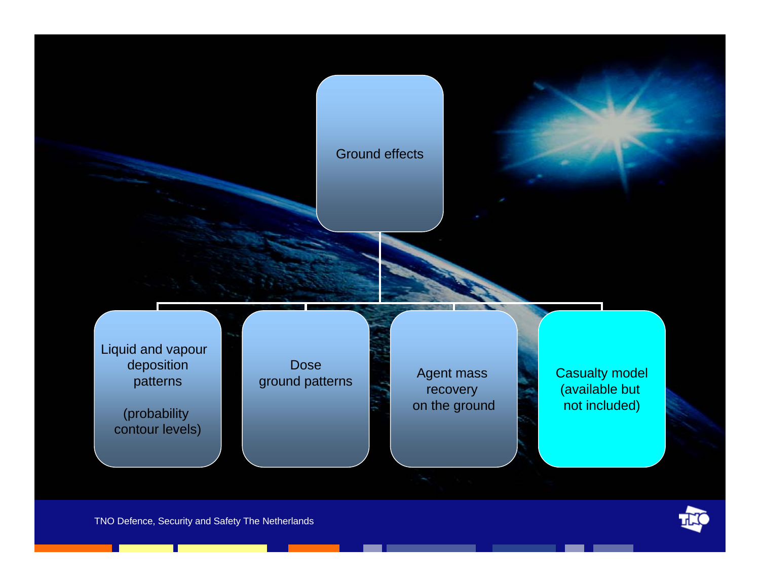# Ground effects

- Liquid and vapour deposition patterns (probability contour levels)
- Dose ground patterns
- Agent mass recovery on the ground
- Casualty model (available but not included)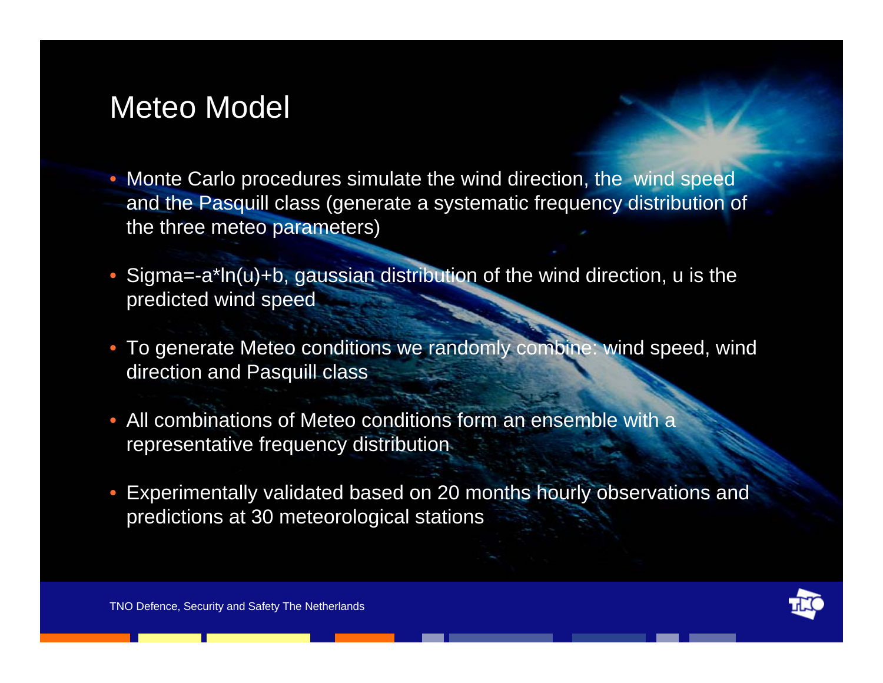# Meteo Model

- Monte Carlo procedures simulate the wind direction, the wind speed and the Pasquill class (generate a systematic frequency distribution of the three meteo parameters)
- Sigma=-a*ln(u)+b, gaussian distribution of the wind direction, u is the predicted wind speed
- To generate Meteo conditions we randomly combine: wind speed, wind direction and Pasquill class
- All combinations of Meteo conditions form an ensemble with a representative frequency distribution
- Experimentally validated based on 20 months hourly observations and predictions at 30 meteorological stations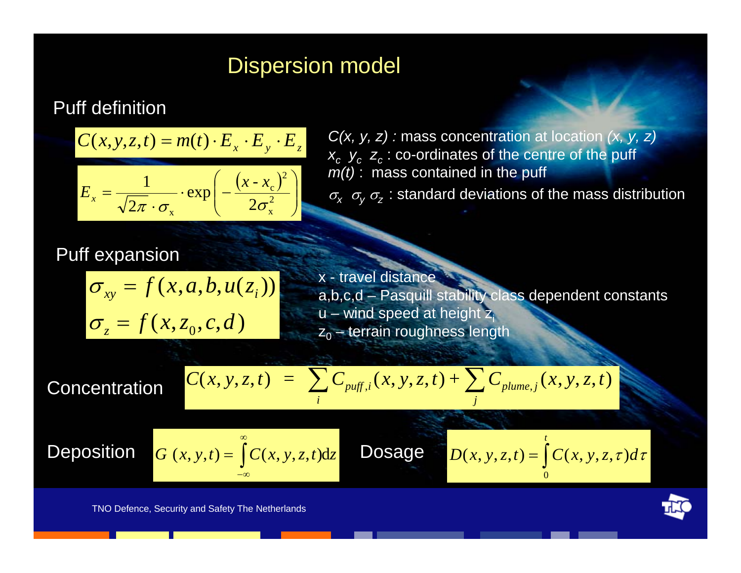# Dispersion model

## Puff definition

$$C(x,y,z,t) = m(t) \cdot E_x \cdot E_y \cdot E_z$$

$$E_x = \frac{1}{\sqrt{2\pi} \cdot \sigma_x} \cdot \exp\left( - \frac{(x - x_c)^2}{2\sigma_x^2} \right)$$

*C(x, y, z) :* mass concentration at location *(x, y, z)*
$x_c$ $y_c$ $z_c$ : co-ordinates of the centre of the puff
*m(t)* : mass contained in the puff
$\sigma_x$ $\sigma_y$ $\sigma_z$ : standard deviations of the mass distribution

## Puff expansion

$$\sigma_{xy} = f(x, a, b, u(z_i))$$

$$\sigma_z = f(x, z_0, c, d)$$

x - travel distance
a,b,c,d – Pasquill stability class dependent constants
u – wind speed at height $z_i$
$z_0$ – terrain roughness length

## Concentration

$$C(x,y,z,t) = \sum_i C_{puff,i}(x,y,z,t) + \sum_j C_{plume,j}(x,y,z,t)$$

## Deposition

$$G(x,y,t) = \int_{-\infty}^{\infty} C(x,y,z,t) \mathrm{d}z$$

## Dosage

$$D(x,y,z,t) = \int_0^t C(x,y,z,\tau) d\tau$$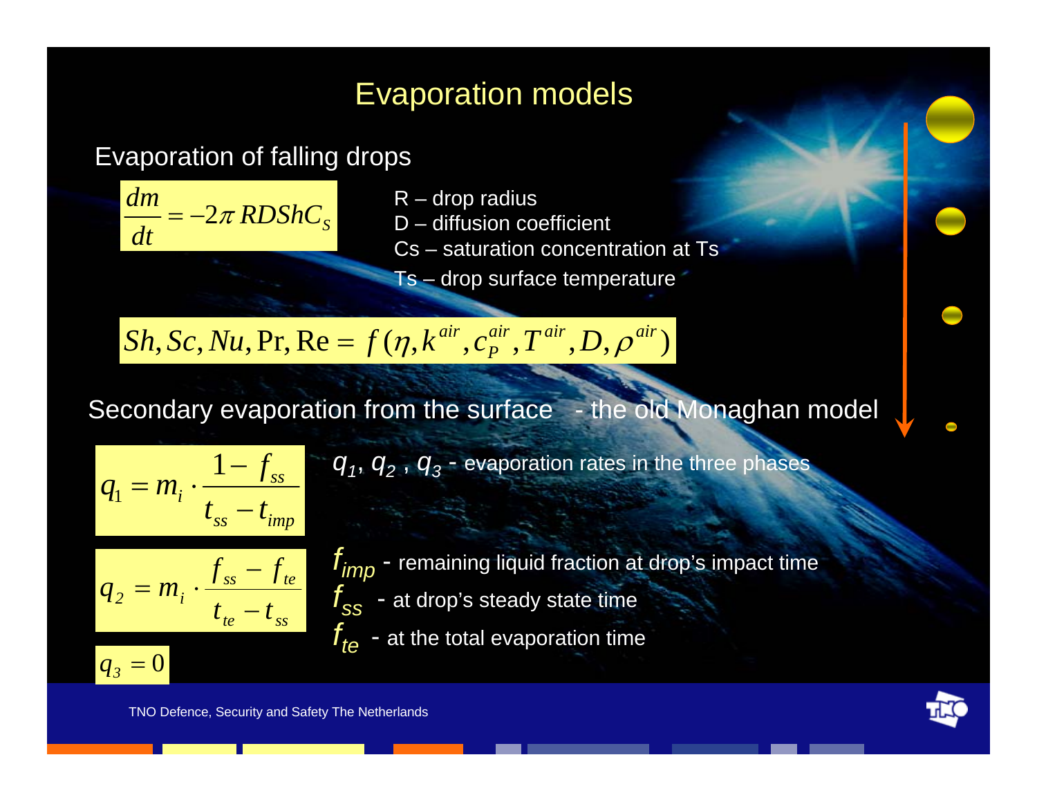# Evaporation models

## Evaporation of falling drops

$$\frac{dm}{dt} = -2\pi RDShC_S$$

R – drop radius
D – diffusion coefficient
Cs – saturation concentration at Ts
Ts – drop surface temperature

$$Sh, Sc, Nu, \Pr, \mathrm{Re} = f(\eta, k^{air}, c_P^{air}, T^{air}, D, \rho^{air})$$

## Secondary evaporation from the surface - the old Monaghan model

$$q_1 = m_i \cdot \frac{1 - f_{ss}}{t_{ss} - t_{imp}}$$

$$q_2 = m_i \cdot \frac{f_{ss} - f_{te}}{t_{te} - t_{ss}}$$

$$q_3 = 0$$

$q_1$, $q_2$, $q_3$ - evaporation rates in the three phases

$f_{imp}$ - remaining liquid fraction at drop's impact time
$f_{ss}$ - at drop's steady state time
$f_{te}$ - at the total evaporation time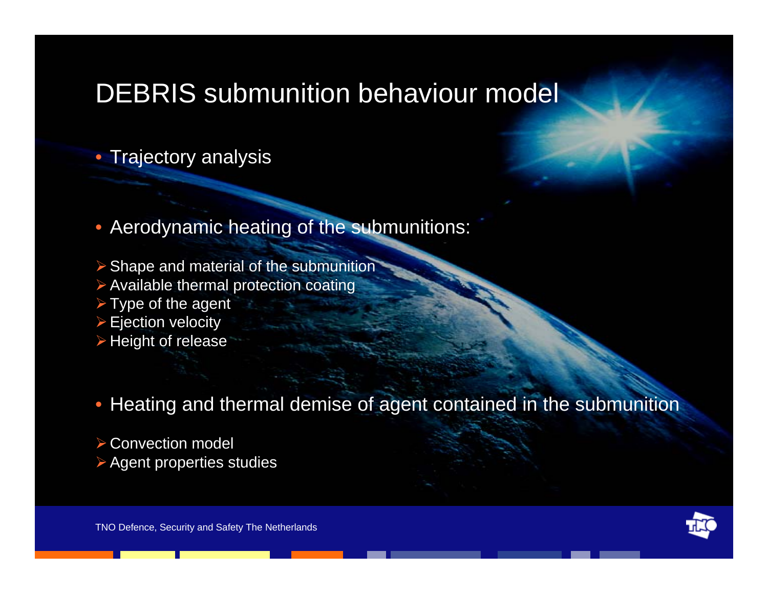# DEBRIS submunition behaviour model

- Trajectory analysis

- Aerodynamic heating of the submunitions:
  - Shape and material of the submunition
  - Available thermal protection coating
  - Type of the agent
  - Ejection velocity
  - Height of release

- Heating and thermal demise of agent contained in the submunition
  - Convection model
  - Agent properties studies

TNO Defence, Security and Safety The Netherlands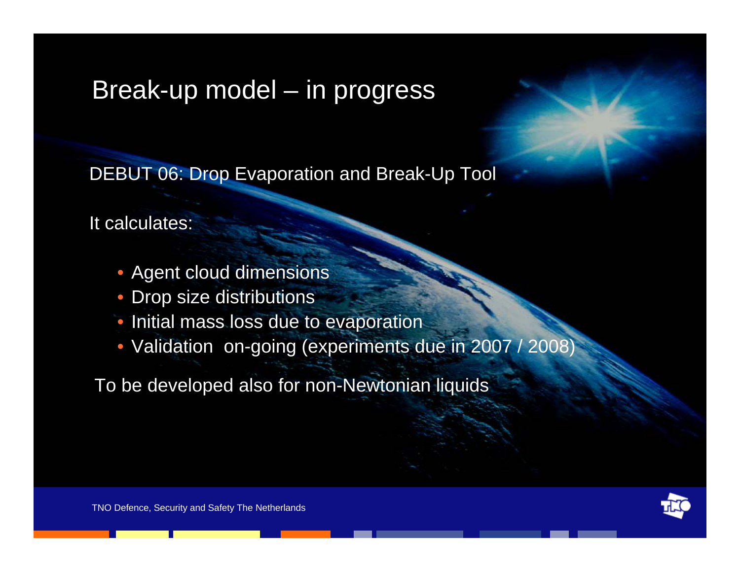# Break-up model – in progress

DEBUT 06: Drop Evaporation and Break-Up Tool

It calculates:

- Agent cloud dimensions
- Drop size distributions
- Initial mass loss due to evaporation
- Validation on-going (experiments due in 2007 / 2008)

To be developed also for non-Newtonian liquids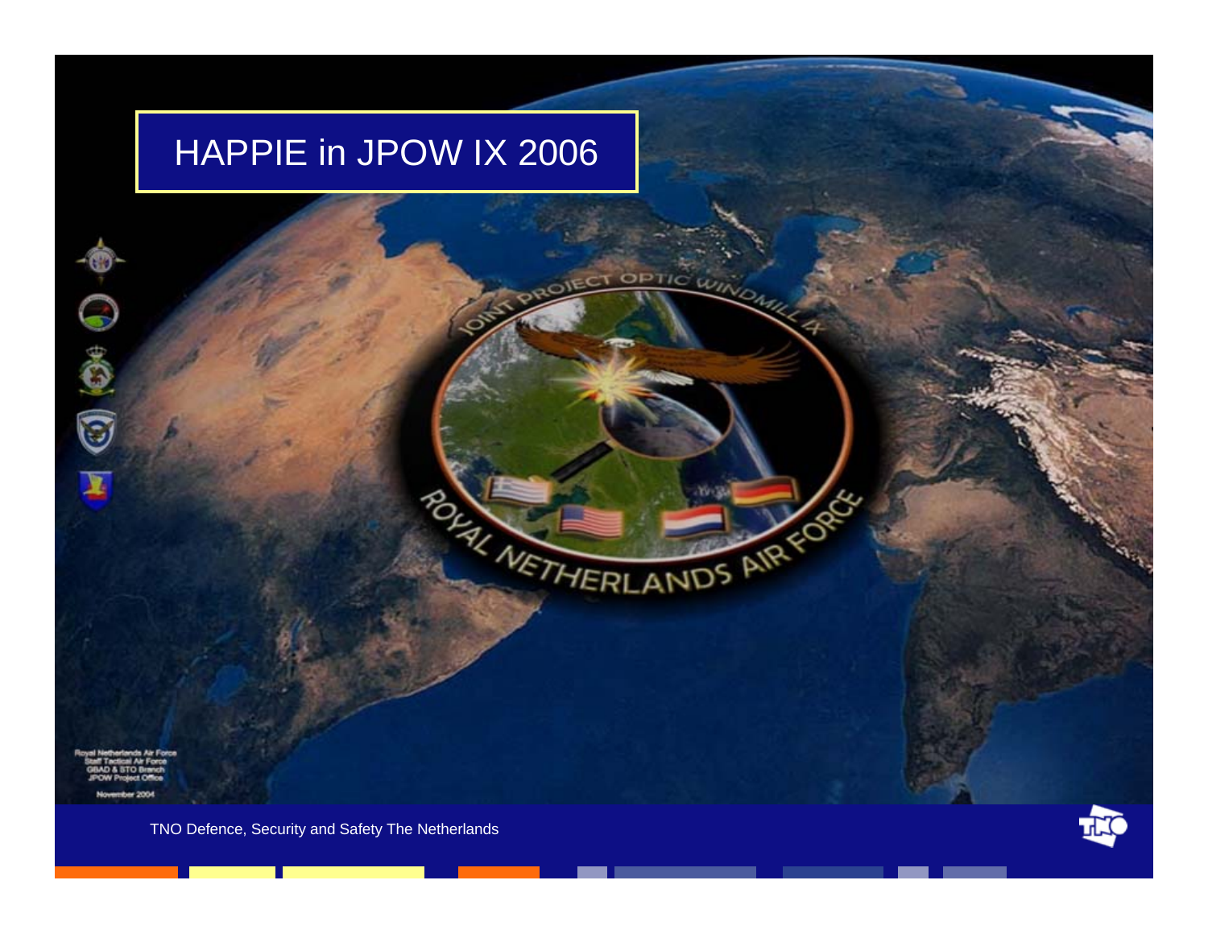# HAPPIE in JPOW IX 2006

JOINT PROJECT OPTIC WINDMILL IX

ROYAL NETHERLANDS AIR FORCE

Royal Netherlands Air Force
Staff Tactical Air Force
GBAD & STO Branch
JPOW Project Office

November 2004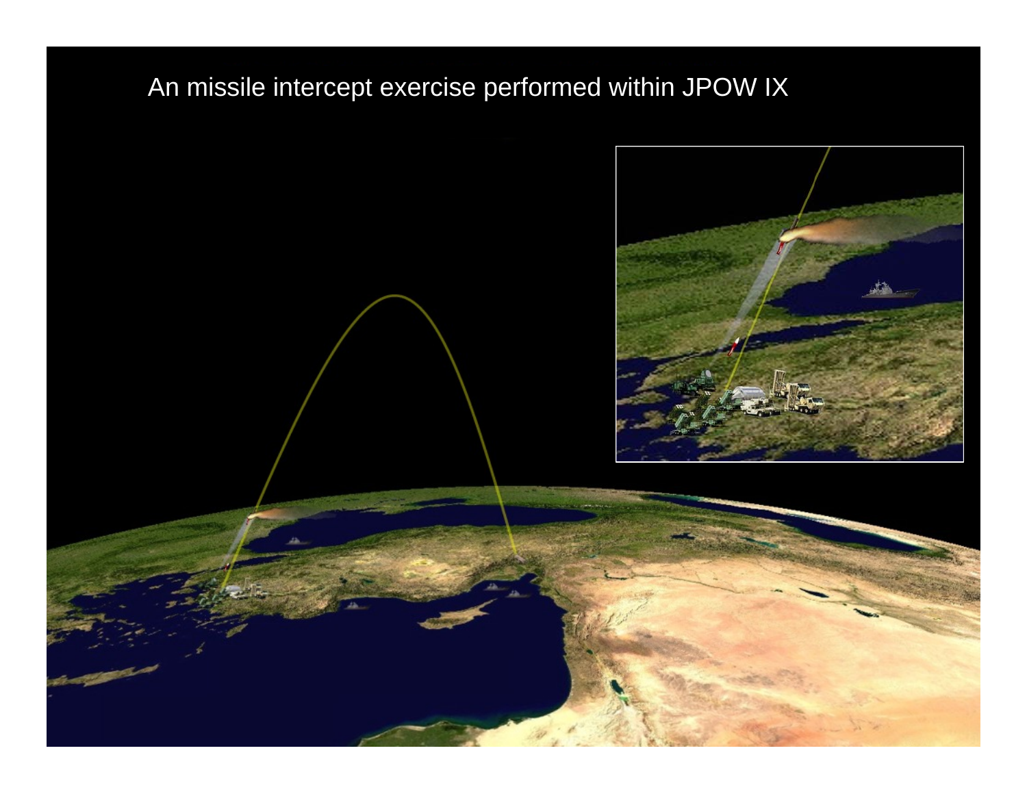An missile intercept exercise performed within JPOW IX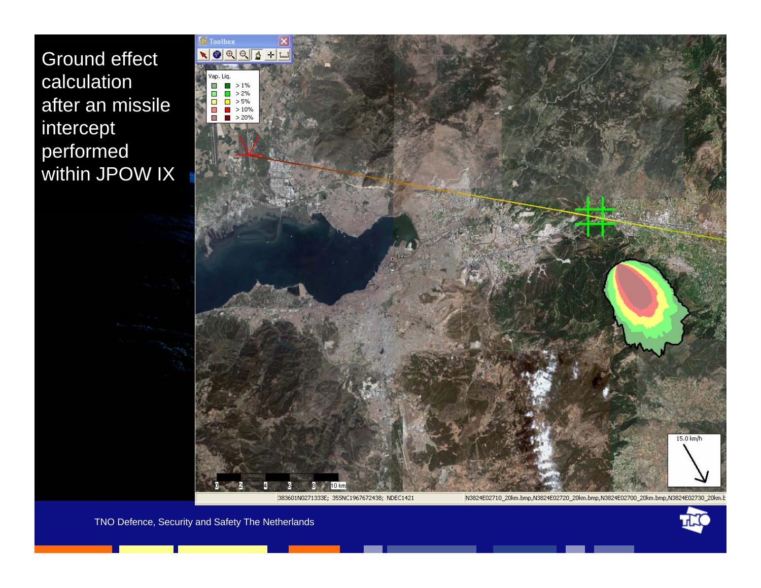Ground effect calculation after an missile intercept performed within JPOW IX

TNO Defence, Security and Safety The Netherlands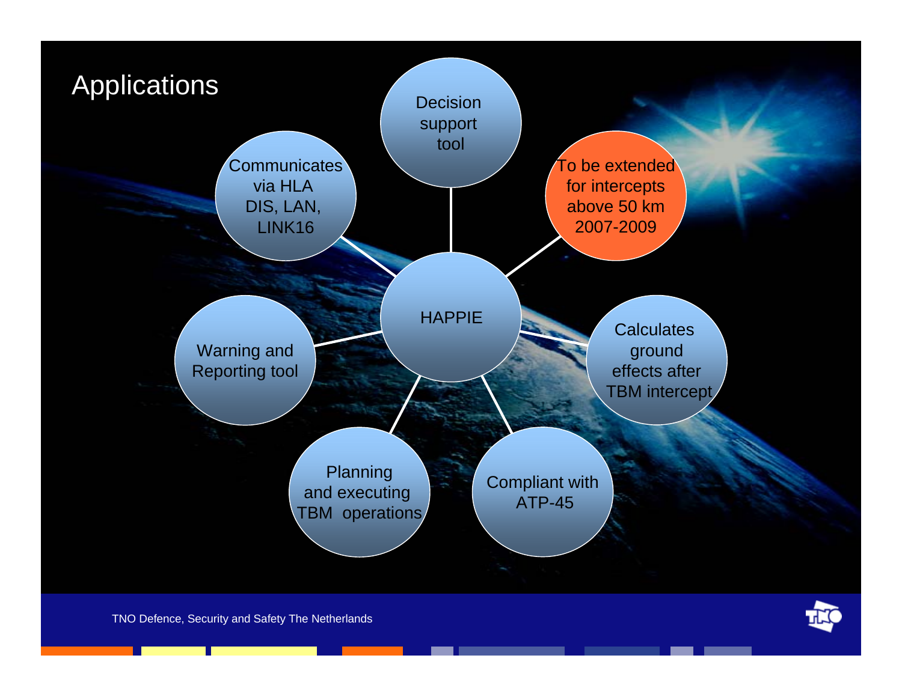# Applications

- HAPPIE
  - Decision support tool
  - To be extended for intercepts above 50 km 2007-2009
  - Calculates ground effects after TBM intercept
  - Compliant with ATP-45
  - Planning and executing TBM operations
  - Warning and Reporting tool
  - Communicates via HLA DIS, LAN, LINK16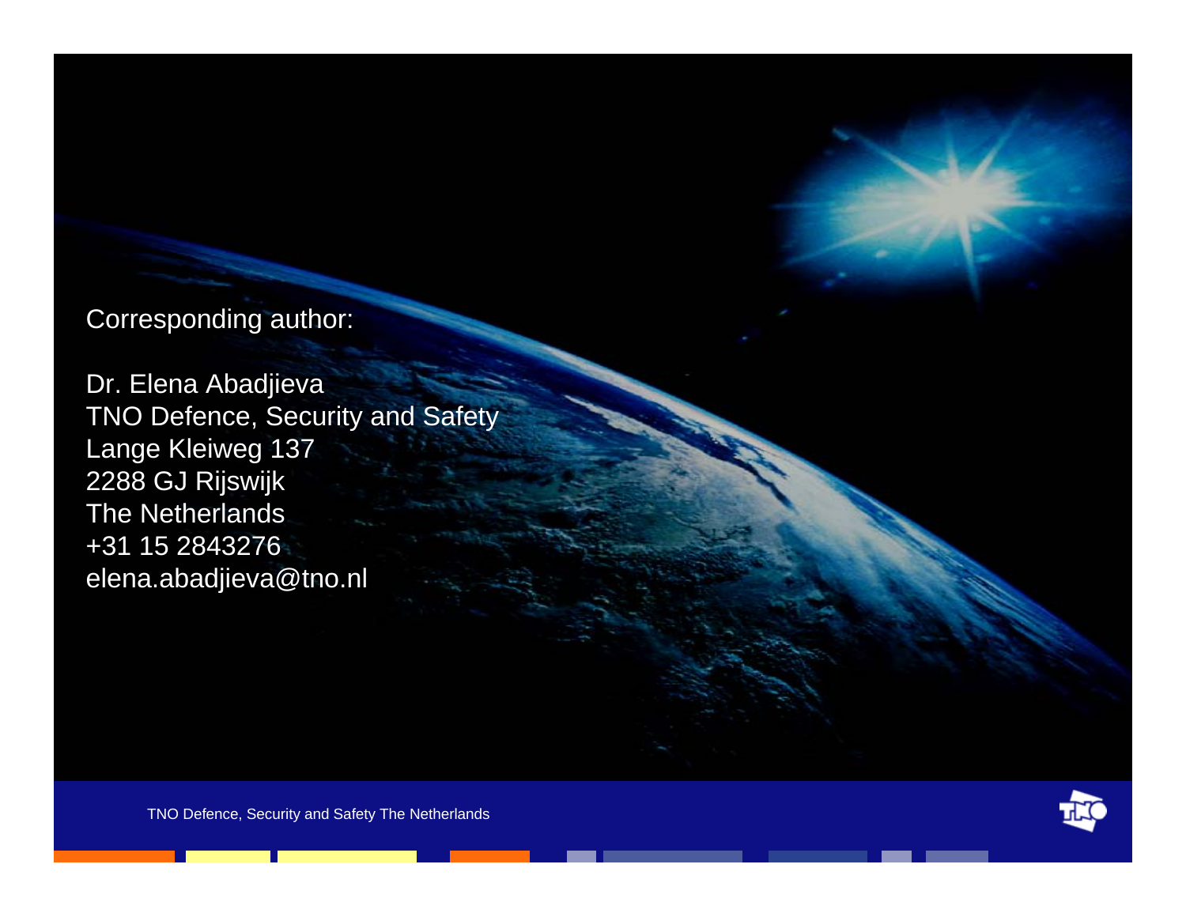Corresponding author:

Dr. Elena Abadjieva
TNO Defence, Security and Safety
Lange Kleiweg 137
2288 GJ Rijswijk
The Netherlands
+31 15 2843276
elena.abadjieva@tno.nl